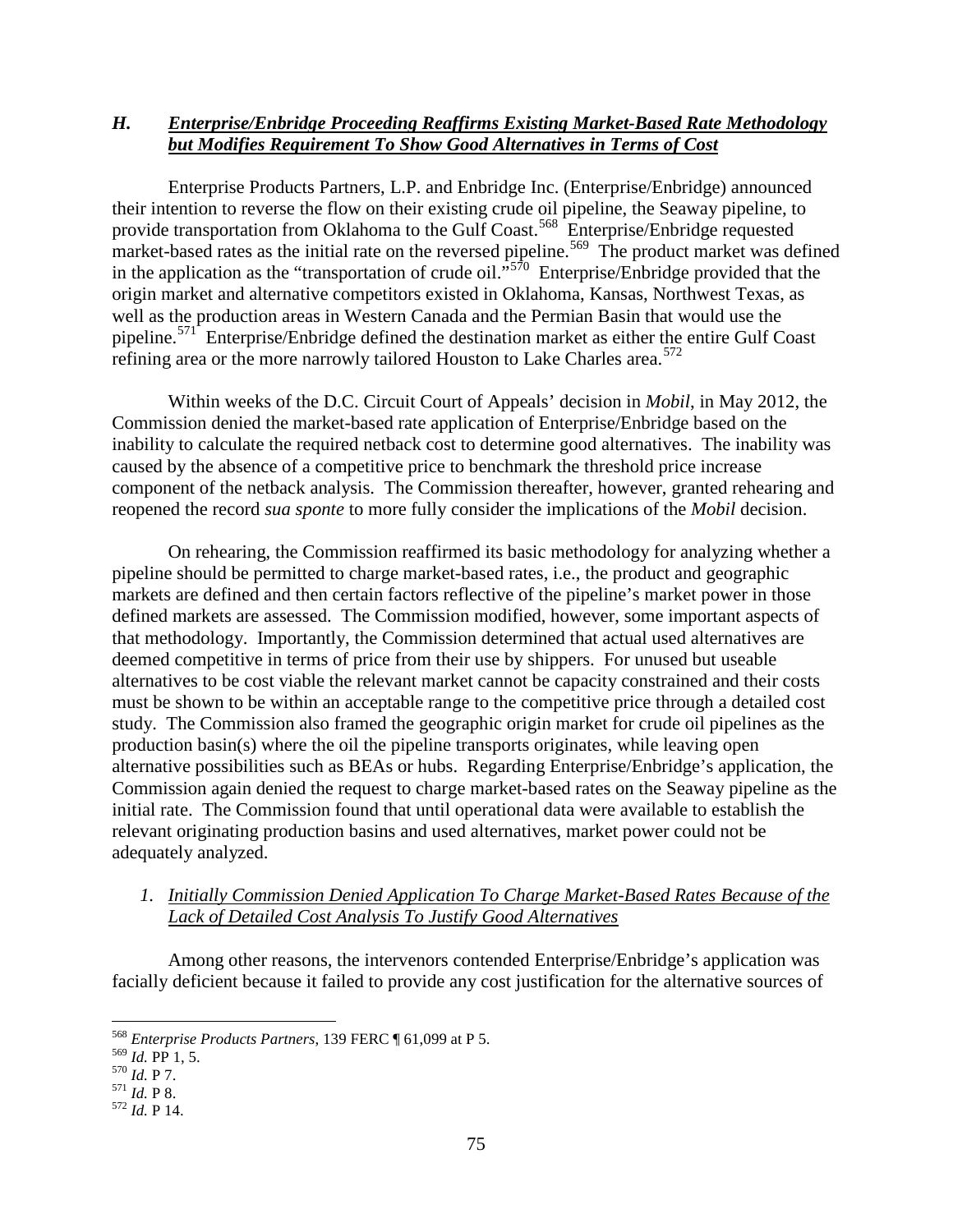### *H. Enterprise/Enbridge Proceeding Reaffirms Existing Market-Based Rate Methodology but Modifies Requirement To Show Good Alternatives in Terms of Cost*

Enterprise Products Partners, L.P. and Enbridge Inc. (Enterprise/Enbridge) announced their intention to reverse the flow on their existing crude oil pipeline, the Seaway pipeline, to provide transportation from Oklahoma to the Gulf Coast.[568] Enterprise/Enbridge requested market-based rates as the initial rate on the reversed pipeline.[569] The product market was defined in the application as the "transportation of crude oil."[570] Enterprise/Enbridge provided that the origin market and alternative competitors existed in Oklahoma, Kansas, Northwest Texas, as well as the production areas in Western Canada and the Permian Basin that would use the pipeline.[571] Enterprise/Enbridge defined the destination market as either the entire Gulf Coast refining area or the more narrowly tailored Houston to Lake Charles area.[572]

Within weeks of the D.C. Circuit Court of Appeals' decision in *Mobil*, in May 2012, the Commission denied the market-based rate application of Enterprise/Enbridge based on the inability to calculate the required netback cost to determine good alternatives. The inability was caused by the absence of a competitive price to benchmark the threshold price increase component of the netback analysis. The Commission thereafter, however, granted rehearing and reopened the record *sua sponte* to more fully consider the implications of the *Mobil* decision.

On rehearing, the Commission reaffirmed its basic methodology for analyzing whether a pipeline should be permitted to charge market-based rates, i.e., the product and geographic markets are defined and then certain factors reflective of the pipeline's market power in those defined markets are assessed. The Commission modified, however, some important aspects of that methodology. Importantly, the Commission determined that actual used alternatives are deemed competitive in terms of price from their use by shippers. For unused but useable alternatives to be cost viable the relevant market cannot be capacity constrained and their costs must be shown to be within an acceptable range to the competitive price through a detailed cost study. The Commission also framed the geographic origin market for crude oil pipelines as the production basin(s) where the oil the pipeline transports originates, while leaving open alternative possibilities such as BEAs or hubs. Regarding Enterprise/Enbridge's application, the Commission again denied the request to charge market-based rates on the Seaway pipeline as the initial rate. The Commission found that until operational data were available to establish the relevant originating production basins and used alternatives, market power could not be adequately analyzed.

#### *1. Initially Commission Denied Application To Charge Market-Based Rates Because of the Lack of Detailed Cost Analysis To Justify Good Alternatives*

Among other reasons, the intervenors contended Enterprise/Enbridge's application was facially deficient because it failed to provide any cost justification for the alternative sources of

---

[568] *Enterprise Products Partners*, 139 FERC ¶ 61,099 at P 5.
[569] *Id.* PP 1, 5.
[570] *Id.* P 7.
[571] *Id.* P 8.
[572] *Id.* P 14.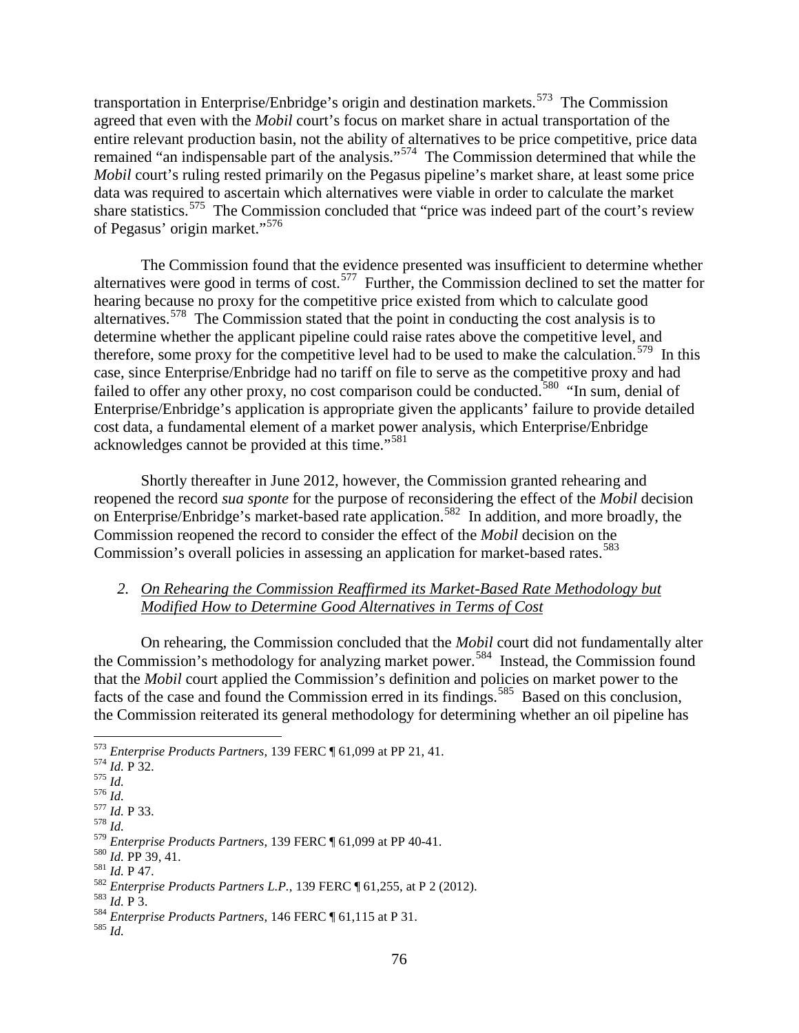transportation in Enterprise/Enbridge's origin and destination markets.[573] The Commission agreed that even with the *Mobil* court's focus on market share in actual transportation of the entire relevant production basin, not the ability of alternatives to be price competitive, price data remained "an indispensable part of the analysis."[574] The Commission determined that while the *Mobil* court's ruling rested primarily on the Pegasus pipeline's market share, at least some price data was required to ascertain which alternatives were viable in order to calculate the market share statistics.[575] The Commission concluded that "price was indeed part of the court's review of Pegasus' origin market."[576]

The Commission found that the evidence presented was insufficient to determine whether alternatives were good in terms of cost.[577] Further, the Commission declined to set the matter for hearing because no proxy for the competitive price existed from which to calculate good alternatives.[578] The Commission stated that the point in conducting the cost analysis is to determine whether the applicant pipeline could raise rates above the competitive level, and therefore, some proxy for the competitive level had to be used to make the calculation.[579] In this case, since Enterprise/Enbridge had no tariff on file to serve as the competitive proxy and had failed to offer any other proxy, no cost comparison could be conducted.[580] "In sum, denial of Enterprise/Enbridge's application is appropriate given the applicants' failure to provide detailed cost data, a fundamental element of a market power analysis, which Enterprise/Enbridge acknowledges cannot be provided at this time."[581]

Shortly thereafter in June 2012, however, the Commission granted rehearing and reopened the record *sua sponte* for the purpose of reconsidering the effect of the *Mobil* decision on Enterprise/Enbridge's market-based rate application.[582] In addition, and more broadly, the Commission reopened the record to consider the effect of the *Mobil* decision on the Commission's overall policies in assessing an application for market-based rates.[583]

2. *On Rehearing the Commission Reaffirmed its Market-Based Rate Methodology but Modified How to Determine Good Alternatives in Terms of Cost*

On rehearing, the Commission concluded that the *Mobil* court did not fundamentally alter the Commission's methodology for analyzing market power.[584] Instead, the Commission found that the *Mobil* court applied the Commission's definition and policies on market power to the facts of the case and found the Commission erred in its findings.[585] Based on this conclusion, the Commission reiterated its general methodology for determining whether an oil pipeline has

---

[573] *Enterprise Products Partners*, 139 FERC ¶ 61,099 at PP 21, 41.
[574] *Id.* P 32.
[575] *Id.*
[576] *Id.*
[577] *Id.* P 33.
[578] *Id.*
[579] *Enterprise Products Partners*, 139 FERC ¶ 61,099 at PP 40-41.
[580] *Id.* PP 39, 41.
[581] *Id.* P 47.
[582] *Enterprise Products Partners L.P.*, 139 FERC ¶ 61,255, at P 2 (2012).
[583] *Id.* P 3.
[584] *Enterprise Products Partners*, 146 FERC ¶ 61,115 at P 31.
[585] *Id.*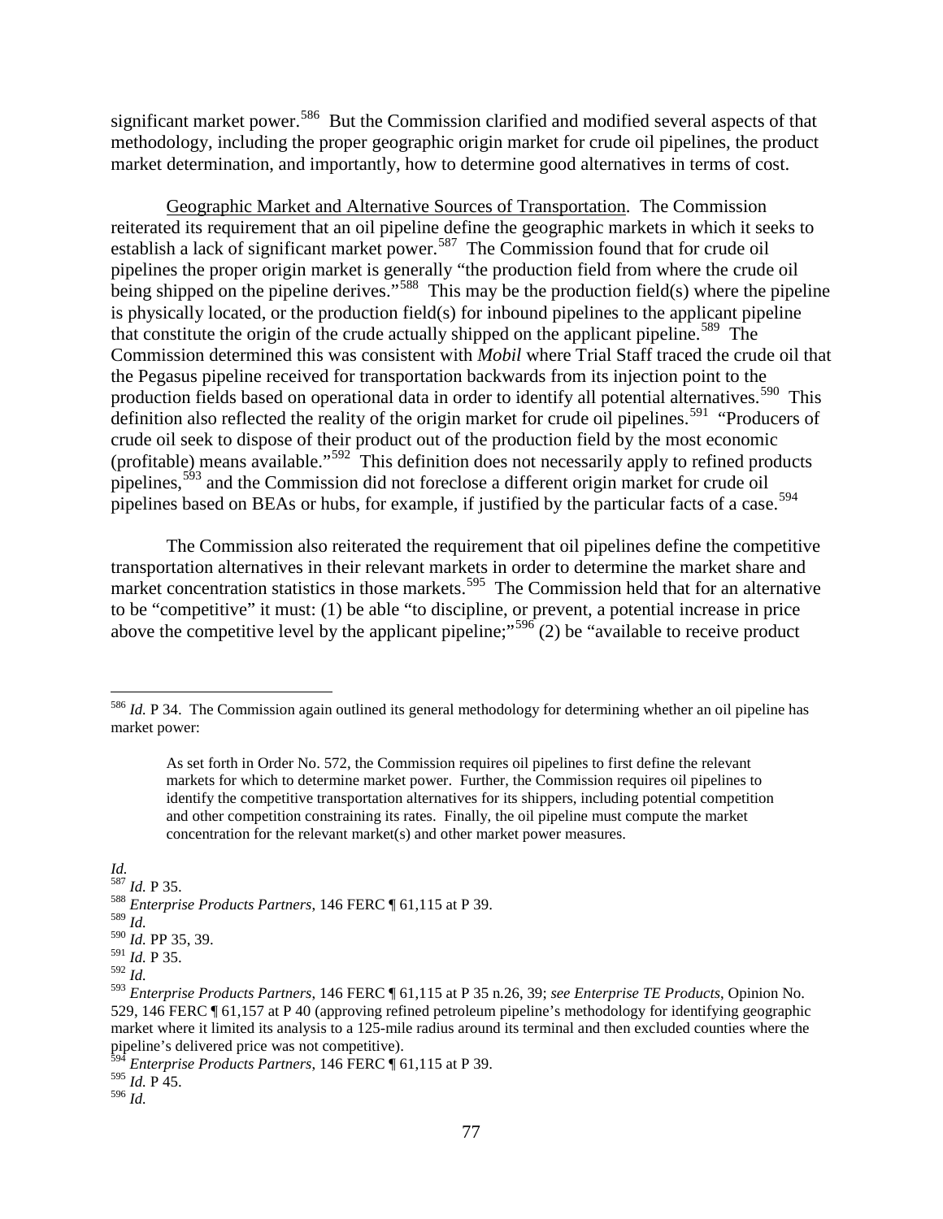significant market power.[586] But the Commission clarified and modified several aspects of that methodology, including the proper geographic origin market for crude oil pipelines, the product market determination, and importantly, how to determine good alternatives in terms of cost.

Geographic Market and Alternative Sources of Transportation. The Commission reiterated its requirement that an oil pipeline define the geographic markets in which it seeks to establish a lack of significant market power.[587] The Commission found that for crude oil pipelines the proper origin market is generally "the production field from where the crude oil being shipped on the pipeline derives."[588] This may be the production field(s) where the pipeline is physically located, or the production field(s) for inbound pipelines to the applicant pipeline that constitute the origin of the crude actually shipped on the applicant pipeline.[589] The Commission determined this was consistent with *Mobil* where Trial Staff traced the crude oil that the Pegasus pipeline received for transportation backwards from its injection point to the production fields based on operational data in order to identify all potential alternatives.[590] This definition also reflected the reality of the origin market for crude oil pipelines.[591] "Producers of crude oil seek to dispose of their product out of the production field by the most economic (profitable) means available."[592] This definition does not necessarily apply to refined products pipelines,[593] and the Commission did not foreclose a different origin market for crude oil pipelines based on BEAs or hubs, for example, if justified by the particular facts of a case.[594]

The Commission also reiterated the requirement that oil pipelines define the competitive transportation alternatives in their relevant markets in order to determine the market share and market concentration statistics in those markets.[595] The Commission held that for an alternative to be "competitive" it must: (1) be able "to discipline, or prevent, a potential increase in price above the competitive level by the applicant pipeline;"[596] (2) be "available to receive product

---

[586] *Id.* P 34. The Commission again outlined its general methodology for determining whether an oil pipeline has market power:

> As set forth in Order No. 572, the Commission requires oil pipelines to first define the relevant markets for which to determine market power. Further, the Commission requires oil pipelines to identify the competitive transportation alternatives for its shippers, including potential competition and other competition constraining its rates. Finally, the oil pipeline must compute the market concentration for the relevant market(s) and other market power measures.

*Id.*

[587] *Id.* P 35.

[588] *Enterprise Products Partners*, 146 FERC ¶ 61,115 at P 39.

[589] *Id.*

[590] *Id.* PP 35, 39.

[591] *Id.* P 35.

[592] *Id.*

[593] *Enterprise Products Partners*, 146 FERC ¶ 61,115 at P 35 n.26, 39; *see Enterprise TE Products*, Opinion No. 529, 146 FERC ¶ 61,157 at P 40 (approving refined petroleum pipeline's methodology for identifying geographic market where it limited its analysis to a 125-mile radius around its terminal and then excluded counties where the pipeline's delivered price was not competitive).

[594] *Enterprise Products Partners*, 146 FERC ¶ 61,115 at P 39.

[595] *Id.* P 45.

[596] *Id.*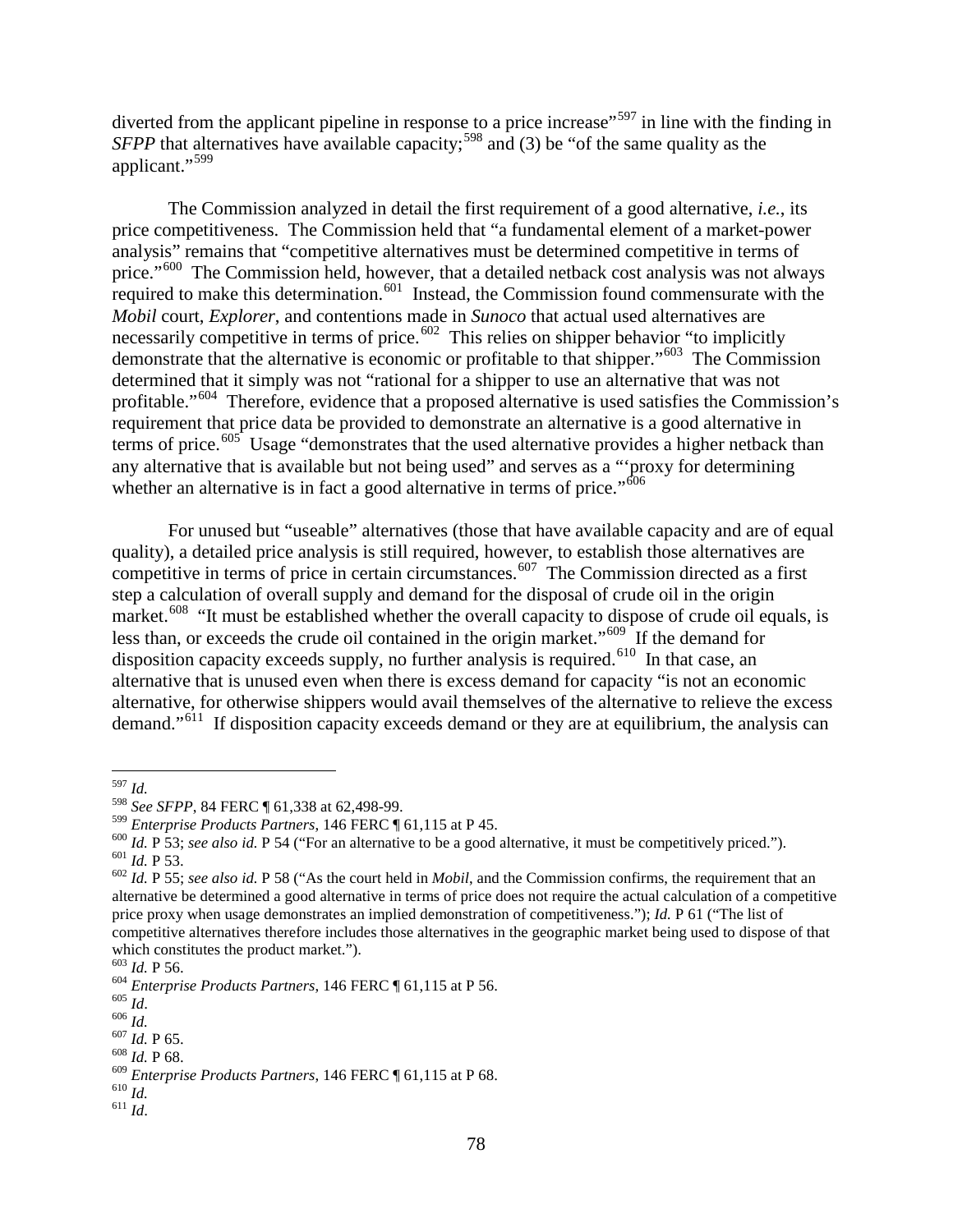diverted from the applicant pipeline in response to a price increase"[597] in line with the finding in *SFPP* that alternatives have available capacity;[598] and (3) be "of the same quality as the applicant."[599]

The Commission analyzed in detail the first requirement of a good alternative, *i.e.*, its price competitiveness. The Commission held that "a fundamental element of a market-power analysis" remains that "competitive alternatives must be determined competitive in terms of price."[600] The Commission held, however, that a detailed netback cost analysis was not always required to make this determination.[601] Instead, the Commission found commensurate with the *Mobil* court, *Explorer*, and contentions made in *Sunoco* that actual used alternatives are necessarily competitive in terms of price.[602] This relies on shipper behavior "to implicitly demonstrate that the alternative is economic or profitable to that shipper."[603] The Commission determined that it simply was not "rational for a shipper to use an alternative that was not profitable."[604] Therefore, evidence that a proposed alternative is used satisfies the Commission's requirement that price data be provided to demonstrate an alternative is a good alternative in terms of price.[605] Usage "demonstrates that the used alternative provides a higher netback than any alternative that is available but not being used" and serves as a "'proxy for determining whether an alternative is in fact a good alternative in terms of price."[606]

For unused but "useable" alternatives (those that have available capacity and are of equal quality), a detailed price analysis is still required, however, to establish those alternatives are competitive in terms of price in certain circumstances.[607] The Commission directed as a first step a calculation of overall supply and demand for the disposal of crude oil in the origin market.[608] "It must be established whether the overall capacity to dispose of crude oil equals, is less than, or exceeds the crude oil contained in the origin market."[609] If the demand for disposition capacity exceeds supply, no further analysis is required.[610] In that case, an alternative that is unused even when there is excess demand for capacity "is not an economic alternative, for otherwise shippers would avail themselves of the alternative to relieve the excess demand."[611] If disposition capacity exceeds demand or they are at equilibrium, the analysis can

---

[597] *Id.*

[598] *See SFPP*, 84 FERC ¶ 61,338 at 62,498-99.

[599] *Enterprise Products Partners*, 146 FERC ¶ 61,115 at P 45.

[600] *Id.* P 53; *see also id.* P 54 ("For an alternative to be a good alternative, it must be competitively priced.").

[601] *Id.* P 53.

[602] *Id.* P 55; *see also id.* P 58 ("As the court held in *Mobil*, and the Commission confirms, the requirement that an alternative be determined a good alternative in terms of price does not require the actual calculation of a competitive price proxy when usage demonstrates an implied demonstration of competitiveness."); *Id.* P 61 ("The list of competitive alternatives therefore includes those alternatives in the geographic market being used to dispose of that which constitutes the product market.").

[603] *Id.* P 56.

[604] *Enterprise Products Partners*, 146 FERC ¶ 61,115 at P 56.

[605] *Id*.

[606] *Id.*

[607] *Id.* P 65.

[608] *Id.* P 68.

[609] *Enterprise Products Partners*, 146 FERC ¶ 61,115 at P 68.

[610] *Id.*

[611] *Id*.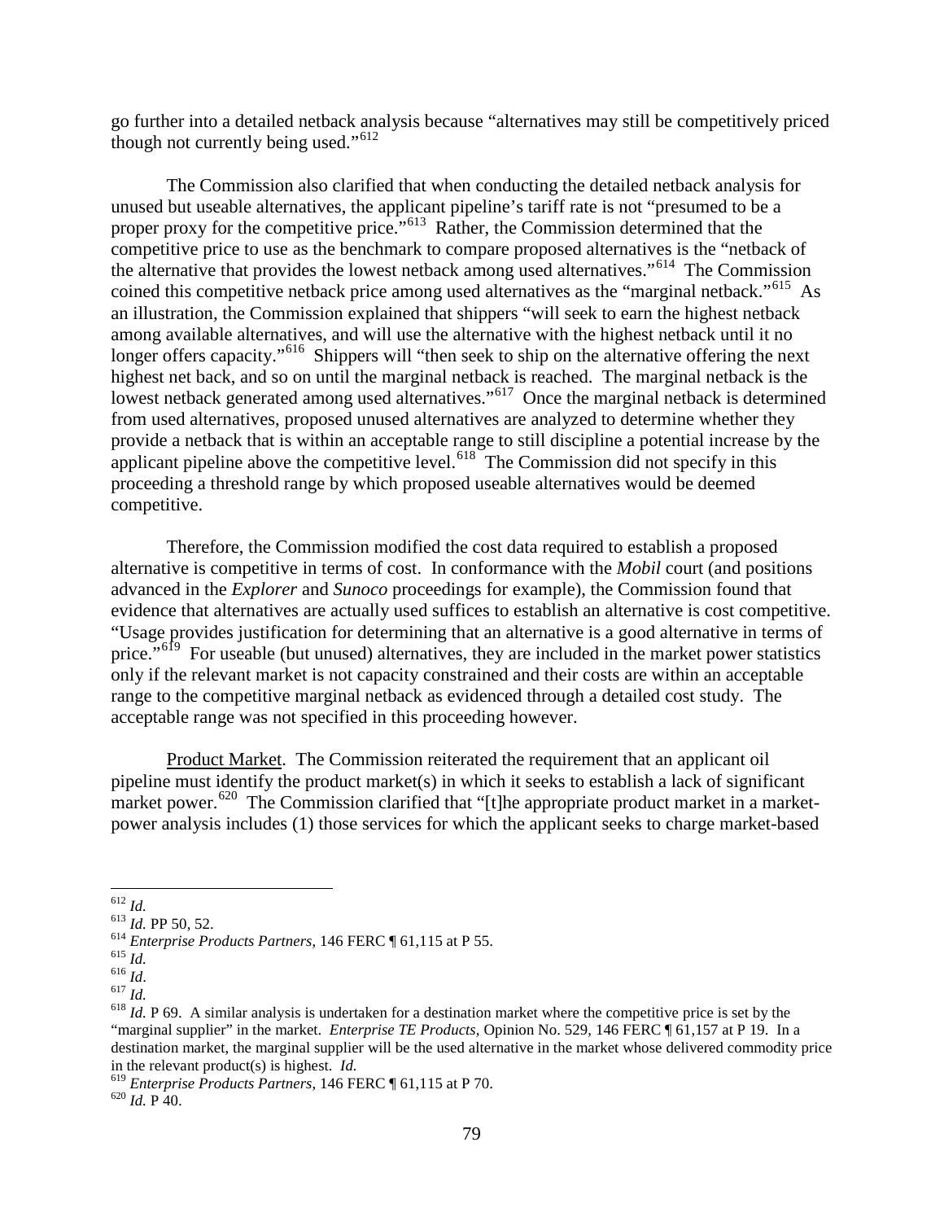go further into a detailed netback analysis because "alternatives may still be competitively priced though not currently being used."[612]

The Commission also clarified that when conducting the detailed netback analysis for unused but useable alternatives, the applicant pipeline's tariff rate is not "presumed to be a proper proxy for the competitive price."[613] Rather, the Commission determined that the competitive price to use as the benchmark to compare proposed alternatives is the "netback of the alternative that provides the lowest netback among used alternatives."[614] The Commission coined this competitive netback price among used alternatives as the "marginal netback."[615] As an illustration, the Commission explained that shippers "will seek to earn the highest netback among available alternatives, and will use the alternative with the highest netback until it no longer offers capacity."[616] Shippers will "then seek to ship on the alternative offering the next highest net back, and so on until the marginal netback is reached. The marginal netback is the lowest netback generated among used alternatives."[617] Once the marginal netback is determined from used alternatives, proposed unused alternatives are analyzed to determine whether they provide a netback that is within an acceptable range to still discipline a potential increase by the applicant pipeline above the competitive level.[618] The Commission did not specify in this proceeding a threshold range by which proposed useable alternatives would be deemed competitive.

Therefore, the Commission modified the cost data required to establish a proposed alternative is competitive in terms of cost. In conformance with the *Mobil* court (and positions advanced in the *Explorer* and *Sunoco* proceedings for example), the Commission found that evidence that alternatives are actually used suffices to establish an alternative is cost competitive. "Usage provides justification for determining that an alternative is a good alternative in terms of price."[619] For useable (but unused) alternatives, they are included in the market power statistics only if the relevant market is not capacity constrained and their costs are within an acceptable range to the competitive marginal netback as evidenced through a detailed cost study. The acceptable range was not specified in this proceeding however.

Product Market. The Commission reiterated the requirement that an applicant oil pipeline must identify the product market(s) in which it seeks to establish a lack of significant market power.[620] The Commission clarified that "[t]he appropriate product market in a market-power analysis includes (1) those services for which the applicant seeks to charge market-based

---

[612] *Id.*

[613] *Id.* PP 50, 52.

[614] *Enterprise Products Partners*, 146 FERC ¶ 61,115 at P 55.

[615] *Id.*

[616] *Id*.

[617] *Id.*

[618] *Id.* P 69. A similar analysis is undertaken for a destination market where the competitive price is set by the "marginal supplier" in the market. *Enterprise TE Products*, Opinion No. 529, 146 FERC ¶ 61,157 at P 19. In a destination market, the marginal supplier will be the used alternative in the market whose delivered commodity price in the relevant product(s) is highest. *Id.*

[619] *Enterprise Products Partners*, 146 FERC ¶ 61,115 at P 70.

[620] *Id.* P 40.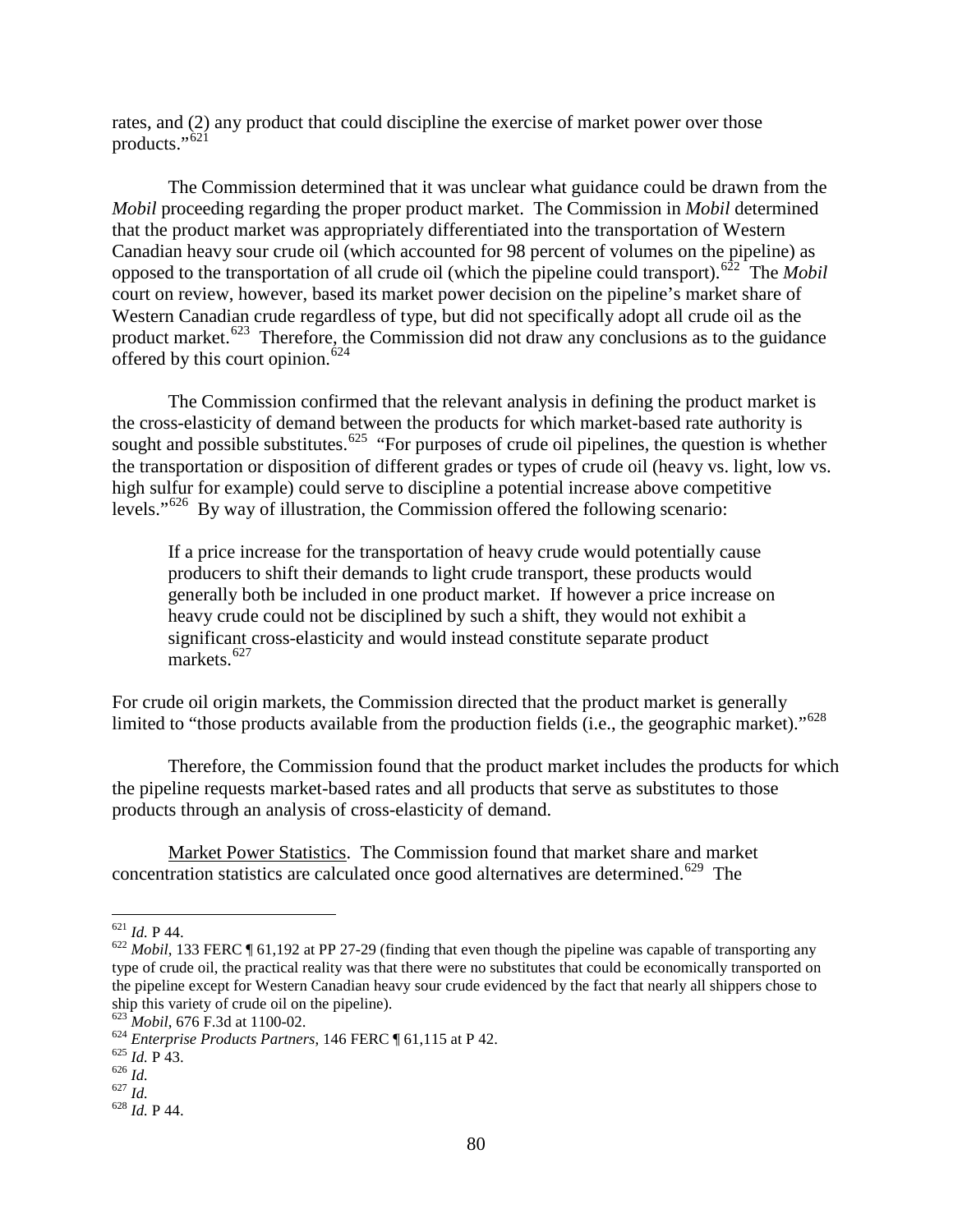rates, and (2) any product that could discipline the exercise of market power over those products."[621]

The Commission determined that it was unclear what guidance could be drawn from the *Mobil* proceeding regarding the proper product market. The Commission in *Mobil* determined that the product market was appropriately differentiated into the transportation of Western Canadian heavy sour crude oil (which accounted for 98 percent of volumes on the pipeline) as opposed to the transportation of all crude oil (which the pipeline could transport).[622] The *Mobil* court on review, however, based its market power decision on the pipeline's market share of Western Canadian crude regardless of type, but did not specifically adopt all crude oil as the product market.[623] Therefore, the Commission did not draw any conclusions as to the guidance offered by this court opinion.[624]

The Commission confirmed that the relevant analysis in defining the product market is the cross-elasticity of demand between the products for which market-based rate authority is sought and possible substitutes.[625] "For purposes of crude oil pipelines, the question is whether the transportation or disposition of different grades or types of crude oil (heavy vs. light, low vs. high sulfur for example) could serve to discipline a potential increase above competitive levels."[626] By way of illustration, the Commission offered the following scenario:

> If a price increase for the transportation of heavy crude would potentially cause producers to shift their demands to light crude transport, these products would generally both be included in one product market. If however a price increase on heavy crude could not be disciplined by such a shift, they would not exhibit a significant cross-elasticity and would instead constitute separate product markets.[627]

For crude oil origin markets, the Commission directed that the product market is generally limited to "those products available from the production fields (i.e., the geographic market)."[628]

Therefore, the Commission found that the product market includes the products for which the pipeline requests market-based rates and all products that serve as substitutes to those products through an analysis of cross-elasticity of demand.

<u>Market Power Statistics</u>. The Commission found that market share and market concentration statistics are calculated once good alternatives are determined.[629] The

---

[621] *Id.* P 44.

[622] *Mobil*, 133 FERC ¶ 61,192 at PP 27-29 (finding that even though the pipeline was capable of transporting any type of crude oil, the practical reality was that there were no substitutes that could be economically transported on the pipeline except for Western Canadian heavy sour crude evidenced by the fact that nearly all shippers chose to ship this variety of crude oil on the pipeline).

[623] *Mobil*, 676 F.3d at 1100-02.

[624] *Enterprise Products Partners*, 146 FERC ¶ 61,115 at P 42.

[625] *Id.* P 43.

[626] *Id.*

[627] *Id.*

[628] *Id.* P 44.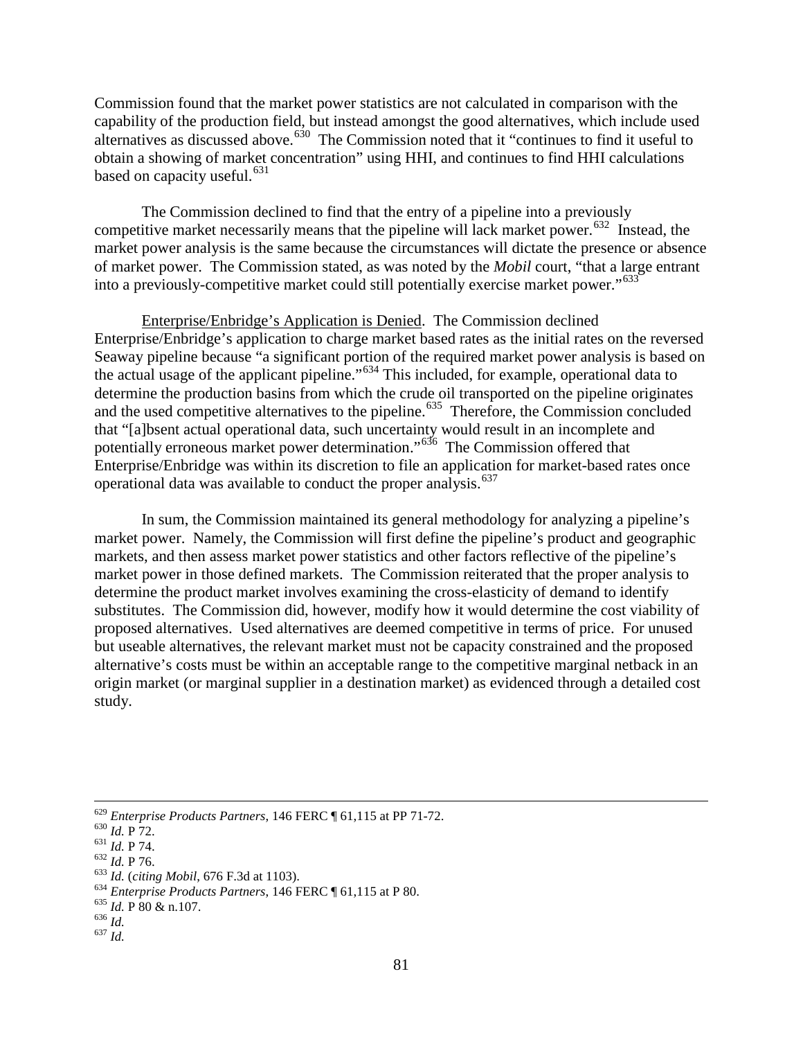Commission found that the market power statistics are not calculated in comparison with the capability of the production field, but instead amongst the good alternatives, which include used alternatives as discussed above.[630] The Commission noted that it "continues to find it useful to obtain a showing of market concentration" using HHI, and continues to find HHI calculations based on capacity useful.[631]

The Commission declined to find that the entry of a pipeline into a previously competitive market necessarily means that the pipeline will lack market power.[632] Instead, the market power analysis is the same because the circumstances will dictate the presence or absence of market power. The Commission stated, as was noted by the *Mobil* court, "that a large entrant into a previously-competitive market could still potentially exercise market power."[633]

Enterprise/Enbridge's Application is Denied. The Commission declined Enterprise/Enbridge's application to charge market based rates as the initial rates on the reversed Seaway pipeline because "a significant portion of the required market power analysis is based on the actual usage of the applicant pipeline."[634] This included, for example, operational data to determine the production basins from which the crude oil transported on the pipeline originates and the used competitive alternatives to the pipeline.[635] Therefore, the Commission concluded that "[a]bsent actual operational data, such uncertainty would result in an incomplete and potentially erroneous market power determination."[636] The Commission offered that Enterprise/Enbridge was within its discretion to file an application for market-based rates once operational data was available to conduct the proper analysis.[637]

In sum, the Commission maintained its general methodology for analyzing a pipeline's market power. Namely, the Commission will first define the pipeline's product and geographic markets, and then assess market power statistics and other factors reflective of the pipeline's market power in those defined markets. The Commission reiterated that the proper analysis to determine the product market involves examining the cross-elasticity of demand to identify substitutes. The Commission did, however, modify how it would determine the cost viability of proposed alternatives. Used alternatives are deemed competitive in terms of price. For unused but useable alternatives, the relevant market must not be capacity constrained and the proposed alternative's costs must be within an acceptable range to the competitive marginal netback in an origin market (or marginal supplier in a destination market) as evidenced through a detailed cost study.

---

[629] *Enterprise Products Partners*, 146 FERC ¶ 61,115 at PP 71-72.
[630] *Id.* P 72.
[631] *Id.* P 74.
[632] *Id.* P 76.
[633] *Id.* (*citing Mobil*, 676 F.3d at 1103).
[634] *Enterprise Products Partners*, 146 FERC ¶ 61,115 at P 80.
[635] *Id.* P 80 & n.107.
[636] *Id.*
[637] *Id.*